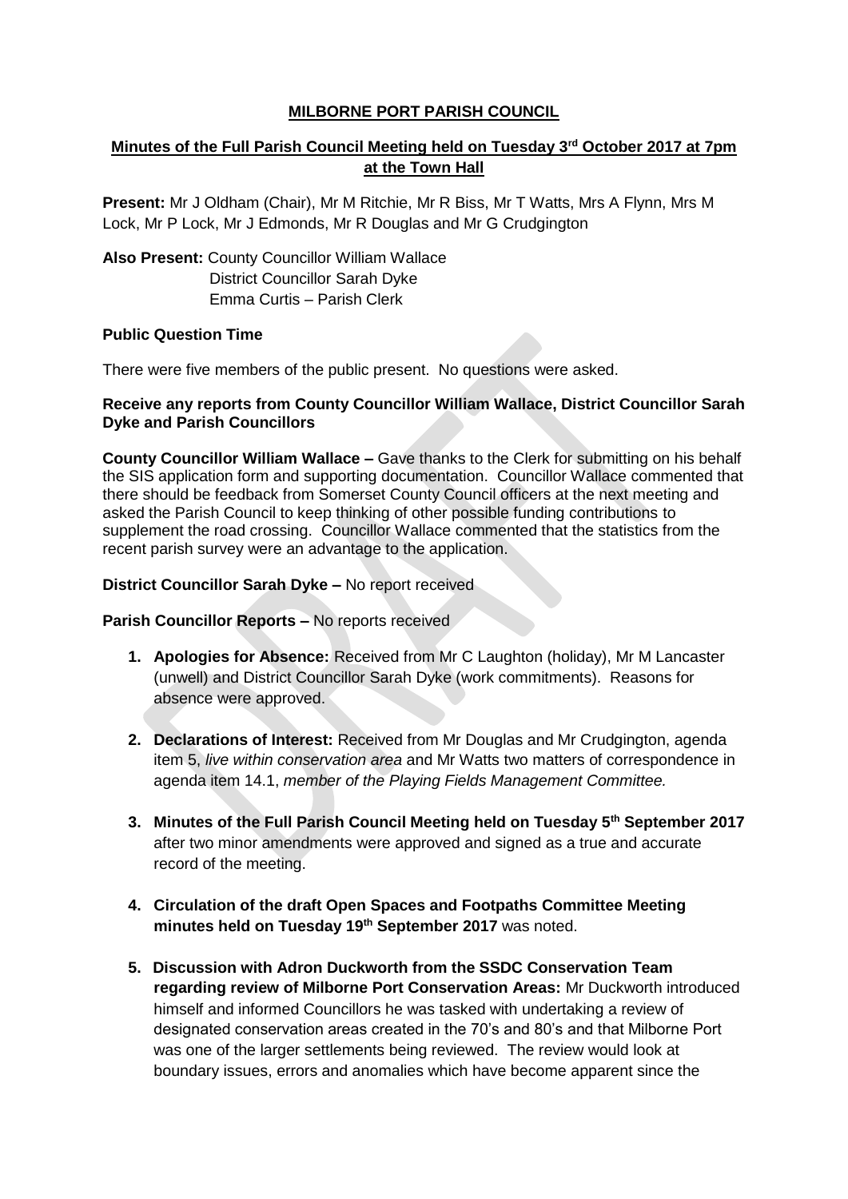# MILBORNE PORT PARISH COUNCIL

## Minutes of the Full Parish Council Meeting held on Tuesday 3rd October 2017 at 7pm at the Town Hall

**Present:** Mr J Oldham (Chair), Mr M Ritchie, Mr R Biss, Mr T Watts, Mrs A Flynn, Mrs M Lock, Mr P Lock, Mr J Edmonds, Mr R Douglas and Mr G Crudgington

**Also Present:** County Councillor William Wallace
District Councillor Sarah Dyke
Emma Curtis – Parish Clerk

**Public Question Time**

There were five members of the public present. No questions were asked.

**Receive any reports from County Councillor William Wallace, District Councillor Sarah Dyke and Parish Councillors**

**County Councillor William Wallace –** Gave thanks to the Clerk for submitting on his behalf the SIS application form and supporting documentation. Councillor Wallace commented that there should be feedback from Somerset County Council officers at the next meeting and asked the Parish Council to keep thinking of other possible funding contributions to supplement the road crossing. Councillor Wallace commented that the statistics from the recent parish survey were an advantage to the application.

**District Councillor Sarah Dyke –** No report received

**Parish Councillor Reports –** No reports received

1. **Apologies for Absence:** Received from Mr C Laughton (holiday), Mr M Lancaster (unwell) and District Councillor Sarah Dyke (work commitments). Reasons for absence were approved.

2. **Declarations of Interest:** Received from Mr Douglas and Mr Crudgington, agenda item 5, *live within conservation area* and Mr Watts two matters of correspondence in agenda item 14.1, *member of the Playing Fields Management Committee.*

3. **Minutes of the Full Parish Council Meeting held on Tuesday 5th September 2017** after two minor amendments were approved and signed as a true and accurate record of the meeting.

4. **Circulation of the draft Open Spaces and Footpaths Committee Meeting minutes held on Tuesday 19th September 2017** was noted.

5. **Discussion with Adron Duckworth from the SSDC Conservation Team regarding review of Milborne Port Conservation Areas:** Mr Duckworth introduced himself and informed Councillors he was tasked with undertaking a review of designated conservation areas created in the 70's and 80's and that Milborne Port was one of the larger settlements being reviewed. The review would look at boundary issues, errors and anomalies which have become apparent since the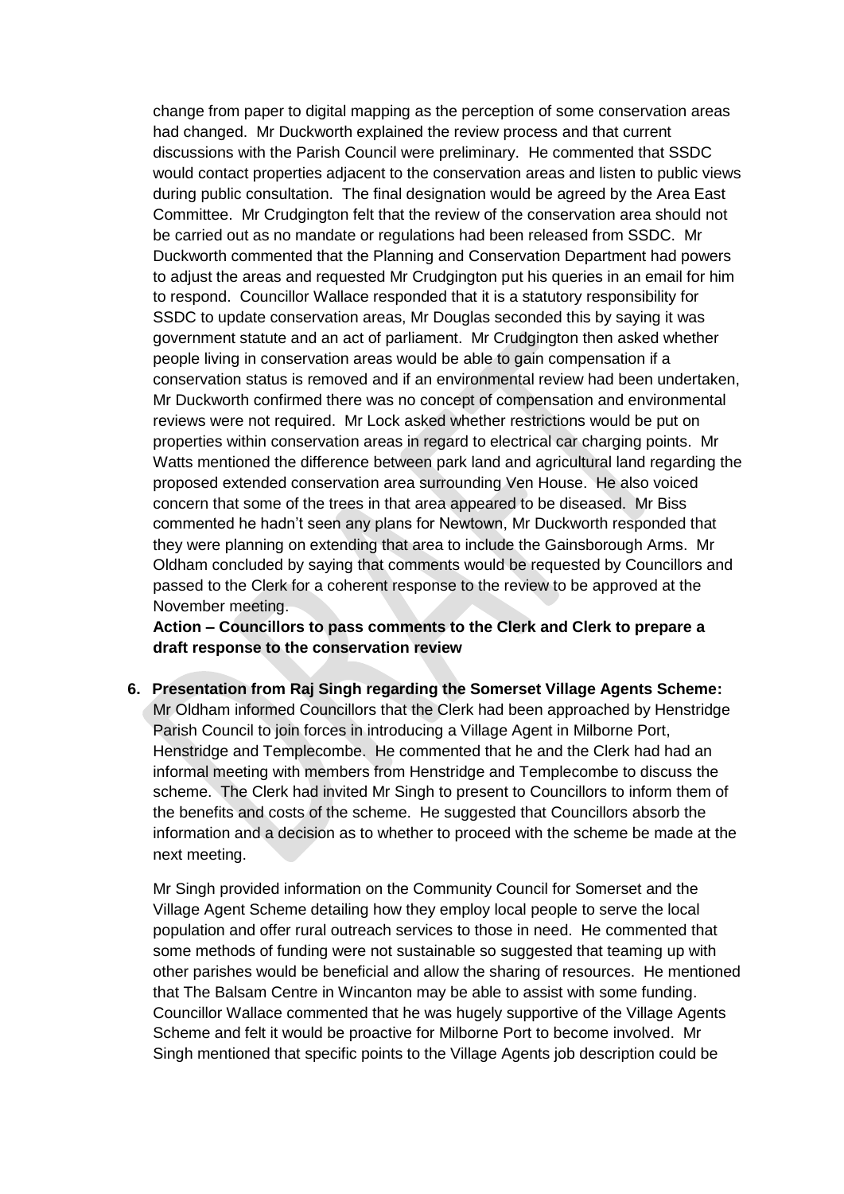change from paper to digital mapping as the perception of some conservation areas had changed. Mr Duckworth explained the review process and that current discussions with the Parish Council were preliminary. He commented that SSDC would contact properties adjacent to the conservation areas and listen to public views during public consultation. The final designation would be agreed by the Area East Committee. Mr Crudgington felt that the review of the conservation area should not be carried out as no mandate or regulations had been released from SSDC. Mr Duckworth commented that the Planning and Conservation Department had powers to adjust the areas and requested Mr Crudgington put his queries in an email for him to respond. Councillor Wallace responded that it is a statutory responsibility for SSDC to update conservation areas, Mr Douglas seconded this by saying it was government statute and an act of parliament. Mr Crudgington then asked whether people living in conservation areas would be able to gain compensation if a conservation status is removed and if an environmental review had been undertaken, Mr Duckworth confirmed there was no concept of compensation and environmental reviews were not required. Mr Lock asked whether restrictions would be put on properties within conservation areas in regard to electrical car charging points. Mr Watts mentioned the difference between park land and agricultural land regarding the proposed extended conservation area surrounding Ven House. He also voiced concern that some of the trees in that area appeared to be diseased. Mr Biss commented he hadn't seen any plans for Newtown, Mr Duckworth responded that they were planning on extending that area to include the Gainsborough Arms. Mr Oldham concluded by saying that comments would be requested by Councillors and passed to the Clerk for a coherent response to the review to be approved at the November meeting.

**Action – Councillors to pass comments to the Clerk and Clerk to prepare a draft response to the conservation review**

6. **Presentation from Raj Singh regarding the Somerset Village Agents Scheme:** Mr Oldham informed Councillors that the Clerk had been approached by Henstridge Parish Council to join forces in introducing a Village Agent in Milborne Port, Henstridge and Templecombe. He commented that he and the Clerk had had an informal meeting with members from Henstridge and Templecombe to discuss the scheme. The Clerk had invited Mr Singh to present to Councillors to inform them of the benefits and costs of the scheme. He suggested that Councillors absorb the information and a decision as to whether to proceed with the scheme be made at the next meeting.

   Mr Singh provided information on the Community Council for Somerset and the Village Agent Scheme detailing how they employ local people to serve the local population and offer rural outreach services to those in need. He commented that some methods of funding were not sustainable so suggested that teaming up with other parishes would be beneficial and allow the sharing of resources. He mentioned that The Balsam Centre in Wincanton may be able to assist with some funding. Councillor Wallace commented that he was hugely supportive of the Village Agents Scheme and felt it would be proactive for Milborne Port to become involved. Mr Singh mentioned that specific points to the Village Agents job description could be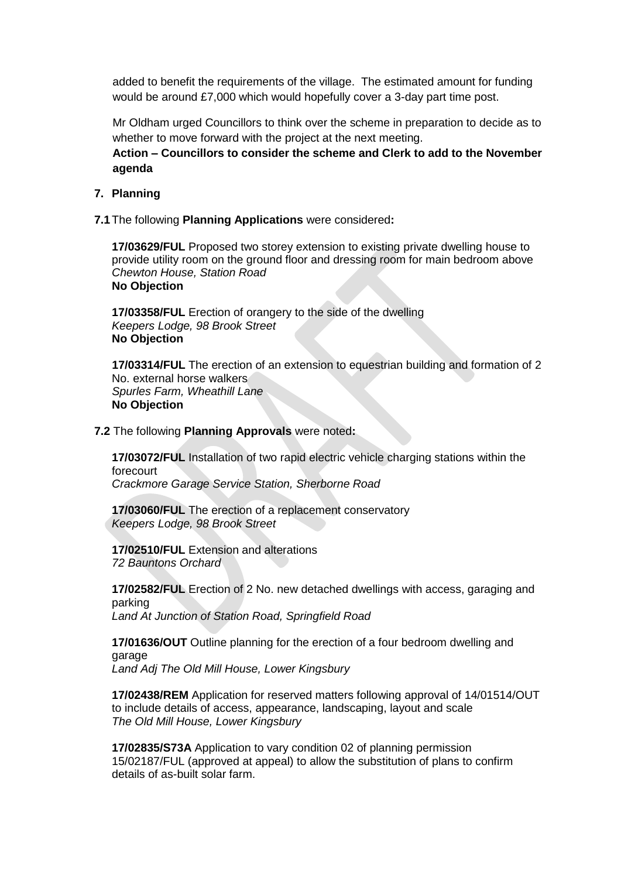added to benefit the requirements of the village. The estimated amount for funding would be around £7,000 which would hopefully cover a 3-day part time post.

Mr Oldham urged Councillors to think over the scheme in preparation to decide as to whether to move forward with the project at the next meeting.

**Action – Councillors to consider the scheme and Clerk to add to the November agenda**

## 7. Planning

**7.1** The following **Planning Applications** were considered**:**

**17/03629/FUL** Proposed two storey extension to existing private dwelling house to provide utility room on the ground floor and dressing room for main bedroom above
*Chewton House, Station Road*
**No Objection**

**17/03358/FUL** Erection of orangery to the side of the dwelling
*Keepers Lodge, 98 Brook Street*
**No Objection**

**17/03314/FUL** The erection of an extension to equestrian building and formation of 2 No. external horse walkers
*Spurles Farm, Wheathill Lane*
**No Objection**

**7.2** The following **Planning Approvals** were noted**:**

**17/03072/FUL** Installation of two rapid electric vehicle charging stations within the forecourt
*Crackmore Garage Service Station, Sherborne Road*

**17/03060/FUL** The erection of a replacement conservatory
*Keepers Lodge, 98 Brook Street*

**17/02510/FUL** Extension and alterations
*72 Bauntons Orchard*

**17/02582/FUL** Erection of 2 No. new detached dwellings with access, garaging and parking
*Land At Junction of Station Road, Springfield Road*

**17/01636/OUT** Outline planning for the erection of a four bedroom dwelling and garage
*Land Adj The Old Mill House, Lower Kingsbury*

**17/02438/REM** Application for reserved matters following approval of 14/01514/OUT to include details of access, appearance, landscaping, layout and scale
*The Old Mill House, Lower Kingsbury*

**17/02835/S73A** Application to vary condition 02 of planning permission 15/02187/FUL (approved at appeal) to allow the substitution of plans to confirm details of as-built solar farm.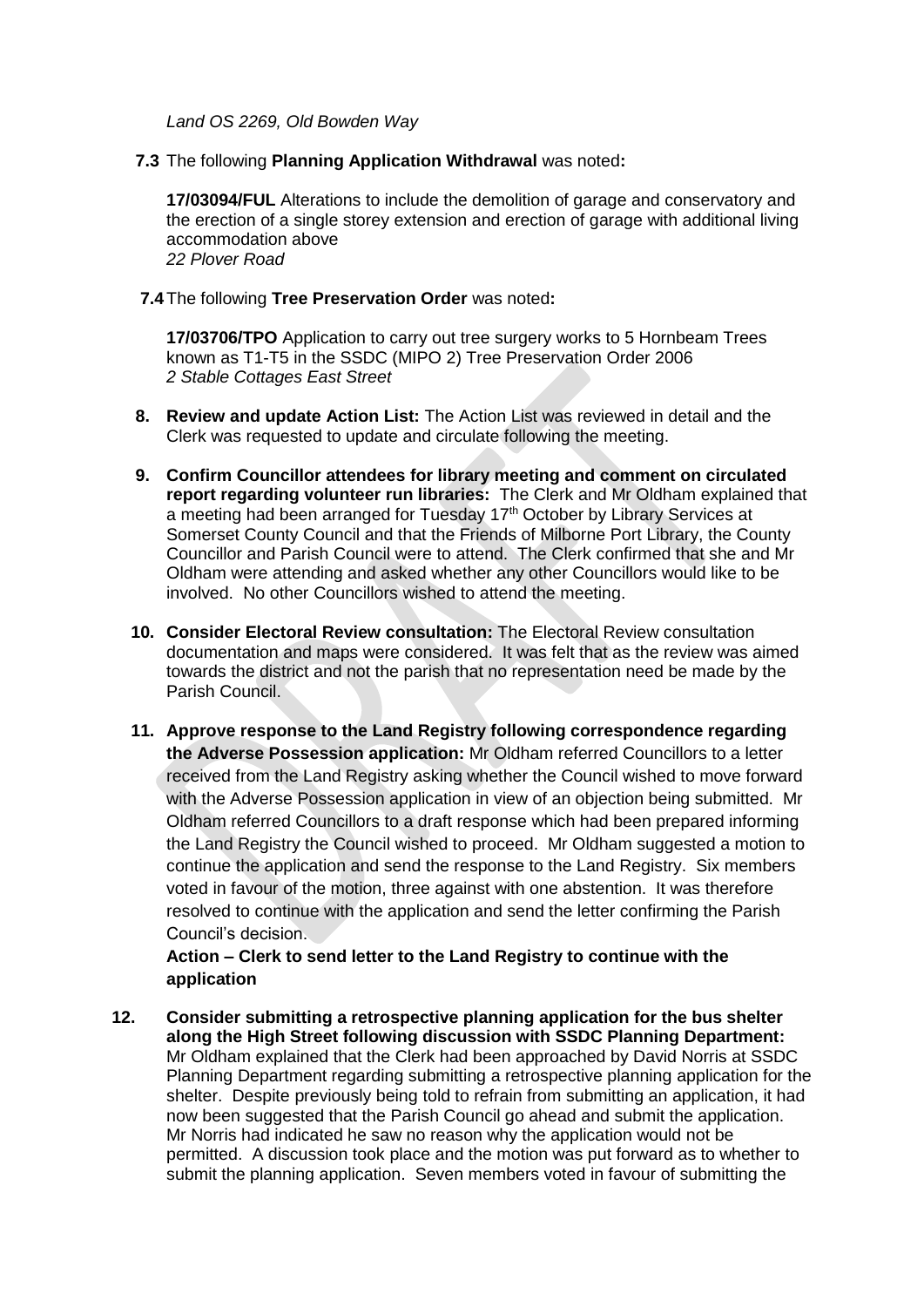*Land OS 2269, Old Bowden Way*

**7.3** The following **Planning Application Withdrawal** was noted**:**

**17/03094/FUL** Alterations to include the demolition of garage and conservatory and the erection of a single storey extension and erection of garage with additional living accommodation above
*22 Plover Road*

**7.4** The following **Tree Preservation Order** was noted**:**

**17/03706/TPO** Application to carry out tree surgery works to 5 Hornbeam Trees known as T1-T5 in the SSDC (MIPO 2) Tree Preservation Order 2006
*2 Stable Cottages East Street*

**8. Review and update Action List:** The Action List was reviewed in detail and the Clerk was requested to update and circulate following the meeting.

**9. Confirm Councillor attendees for library meeting and comment on circulated report regarding volunteer run libraries:** The Clerk and Mr Oldham explained that a meeting had been arranged for Tuesday 17th October by Library Services at Somerset County Council and that the Friends of Milborne Port Library, the County Councillor and Parish Council were to attend. The Clerk confirmed that she and Mr Oldham were attending and asked whether any other Councillors would like to be involved. No other Councillors wished to attend the meeting.

**10. Consider Electoral Review consultation:** The Electoral Review consultation documentation and maps were considered. It was felt that as the review was aimed towards the district and not the parish that no representation need be made by the Parish Council.

**11. Approve response to the Land Registry following correspondence regarding the Adverse Possession application:** Mr Oldham referred Councillors to a letter received from the Land Registry asking whether the Council wished to move forward with the Adverse Possession application in view of an objection being submitted. Mr Oldham referred Councillors to a draft response which had been prepared informing the Land Registry the Council wished to proceed. Mr Oldham suggested a motion to continue the application and send the response to the Land Registry. Six members voted in favour of the motion, three against with one abstention. It was therefore resolved to continue with the application and send the letter confirming the Parish Council's decision.

**Action – Clerk to send letter to the Land Registry to continue with the application**

**12. Consider submitting a retrospective planning application for the bus shelter along the High Street following discussion with SSDC Planning Department:** Mr Oldham explained that the Clerk had been approached by David Norris at SSDC Planning Department regarding submitting a retrospective planning application for the shelter. Despite previously being told to refrain from submitting an application, it had now been suggested that the Parish Council go ahead and submit the application. Mr Norris had indicated he saw no reason why the application would not be permitted. A discussion took place and the motion was put forward as to whether to submit the planning application. Seven members voted in favour of submitting the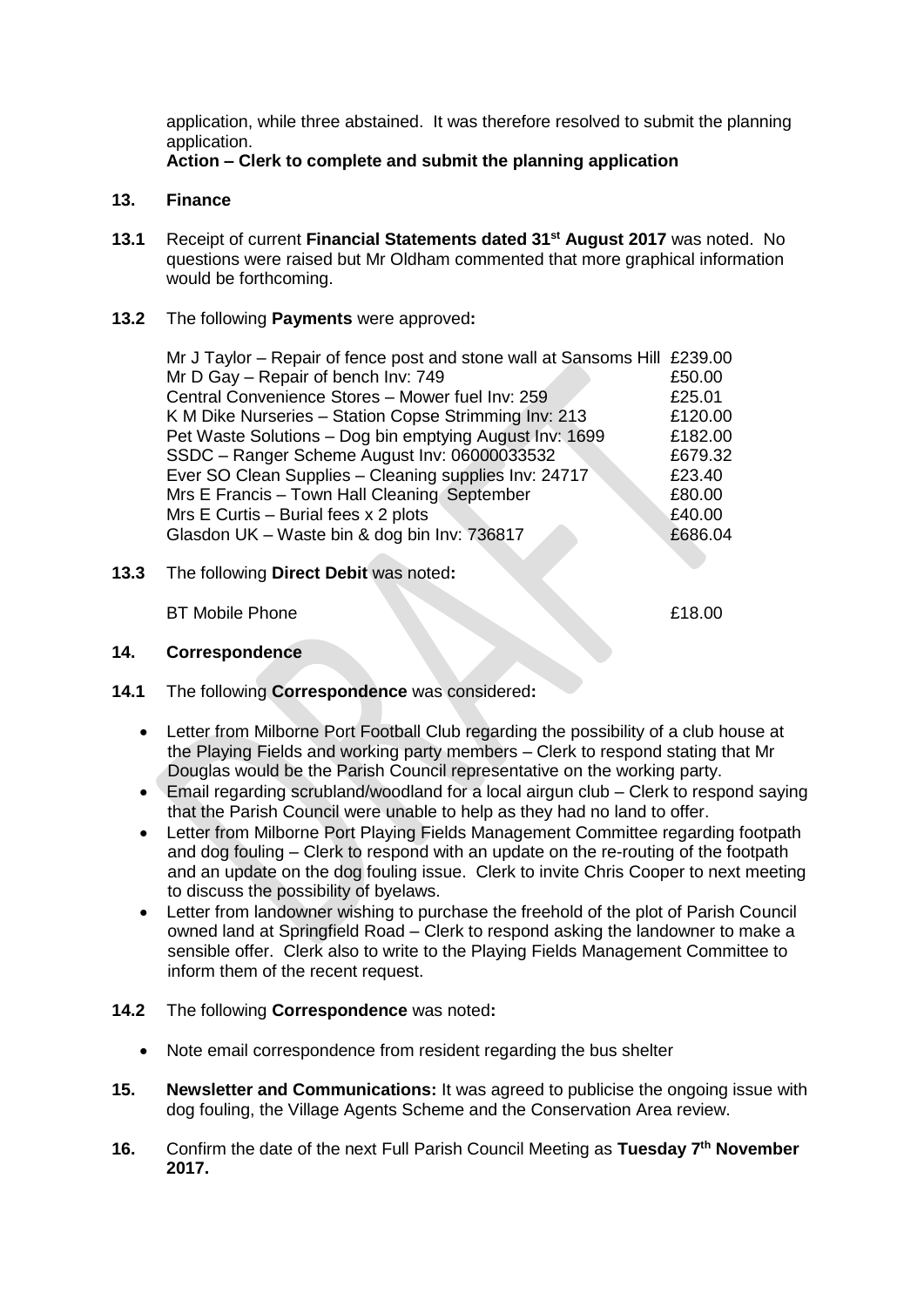application, while three abstained. It was therefore resolved to submit the planning application.

**Action – Clerk to complete and submit the planning application**

**13. Finance**

**13.1** Receipt of current **Financial Statements dated 31st August 2017** was noted. No questions were raised but Mr Oldham commented that more graphical information would be forthcoming.

**13.2** The following **Payments** were approved**:**

| | |
|---|---|
| Mr J Taylor – Repair of fence post and stone wall at Sansoms Hill | £239.00 |
| Mr D Gay – Repair of bench Inv: 749 | £50.00 |
| Central Convenience Stores – Mower fuel Inv: 259 | £25.01 |
| K M Dike Nurseries – Station Copse Strimming Inv: 213 | £120.00 |
| Pet Waste Solutions – Dog bin emptying August Inv: 1699 | £182.00 |
| SSDC – Ranger Scheme August Inv: 06000033532 | £679.32 |
| Ever SO Clean Supplies – Cleaning supplies Inv: 24717 | £23.40 |
| Mrs E Francis – Town Hall Cleaning September | £80.00 |
| Mrs E Curtis – Burial fees x 2 plots | £40.00 |
| Glasdon UK – Waste bin & dog bin Inv: 736817 | £686.04 |

**13.3** The following **Direct Debit** was noted**:**

| | |
|---|---|
| BT Mobile Phone | £18.00 |

**14. Correspondence**

**14.1** The following **Correspondence** was considered**:**

- Letter from Milborne Port Football Club regarding the possibility of a club house at the Playing Fields and working party members – Clerk to respond stating that Mr Douglas would be the Parish Council representative on the working party.
- Email regarding scrubland/woodland for a local airgun club – Clerk to respond saying that the Parish Council were unable to help as they had no land to offer.
- Letter from Milborne Port Playing Fields Management Committee regarding footpath and dog fouling – Clerk to respond with an update on the re-routing of the footpath and an update on the dog fouling issue. Clerk to invite Chris Cooper to next meeting to discuss the possibility of byelaws.
- Letter from landowner wishing to purchase the freehold of the plot of Parish Council owned land at Springfield Road – Clerk to respond asking the landowner to make a sensible offer. Clerk also to write to the Playing Fields Management Committee to inform them of the recent request.

**14.2** The following **Correspondence** was noted**:**

- Note email correspondence from resident regarding the bus shelter

**15. Newsletter and Communications:** It was agreed to publicise the ongoing issue with dog fouling, the Village Agents Scheme and the Conservation Area review.

**16.** Confirm the date of the next Full Parish Council Meeting as **Tuesday 7th November 2017.**